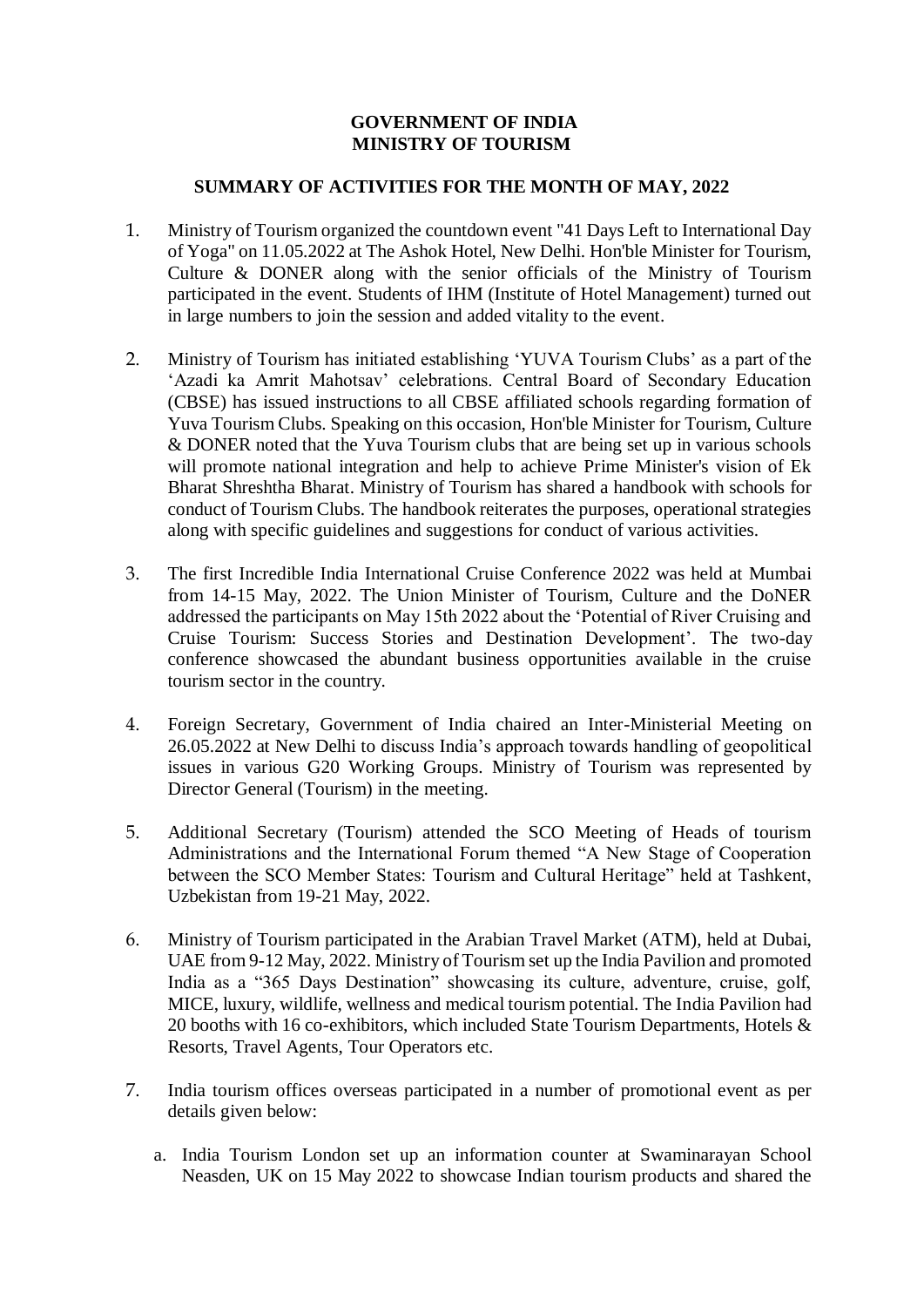**GOVERNMENT OF INDIA**
**MINISTRY OF TOURISM**

**SUMMARY OF ACTIVITIES FOR THE MONTH OF MAY, 2022**

1. Ministry of Tourism organized the countdown event "41 Days Left to International Day of Yoga" on 11.05.2022 at The Ashok Hotel, New Delhi. Hon'ble Minister for Tourism, Culture & DONER along with the senior officials of the Ministry of Tourism participated in the event. Students of IHM (Institute of Hotel Management) turned out in large numbers to join the session and added vitality to the event.

2. Ministry of Tourism has initiated establishing 'YUVA Tourism Clubs' as a part of the 'Azadi ka Amrit Mahotsav' celebrations. Central Board of Secondary Education (CBSE) has issued instructions to all CBSE affiliated schools regarding formation of Yuva Tourism Clubs. Speaking on this occasion, Hon'ble Minister for Tourism, Culture & DONER noted that the Yuva Tourism clubs that are being set up in various schools will promote national integration and help to achieve Prime Minister's vision of Ek Bharat Shreshtha Bharat. Ministry of Tourism has shared a handbook with schools for conduct of Tourism Clubs. The handbook reiterates the purposes, operational strategies along with specific guidelines and suggestions for conduct of various activities.

3. The first Incredible India International Cruise Conference 2022 was held at Mumbai from 14-15 May, 2022. The Union Minister of Tourism, Culture and the DoNER addressed the participants on May 15th 2022 about the 'Potential of River Cruising and Cruise Tourism: Success Stories and Destination Development'. The two-day conference showcased the abundant business opportunities available in the cruise tourism sector in the country.

4. Foreign Secretary, Government of India chaired an Inter-Ministerial Meeting on 26.05.2022 at New Delhi to discuss India's approach towards handling of geopolitical issues in various G20 Working Groups. Ministry of Tourism was represented by Director General (Tourism) in the meeting.

5. Additional Secretary (Tourism) attended the SCO Meeting of Heads of tourism Administrations and the International Forum themed "A New Stage of Cooperation between the SCO Member States: Tourism and Cultural Heritage" held at Tashkent, Uzbekistan from 19-21 May, 2022.

6. Ministry of Tourism participated in the Arabian Travel Market (ATM), held at Dubai, UAE from 9-12 May, 2022. Ministry of Tourism set up the India Pavilion and promoted India as a "365 Days Destination" showcasing its culture, adventure, cruise, golf, MICE, luxury, wildlife, wellness and medical tourism potential. The India Pavilion had 20 booths with 16 co-exhibitors, which included State Tourism Departments, Hotels & Resorts, Travel Agents, Tour Operators etc.

7. India tourism offices overseas participated in a number of promotional event as per details given below:

   a. India Tourism London set up an information counter at Swaminarayan School Neasden, UK on 15 May 2022 to showcase Indian tourism products and shared the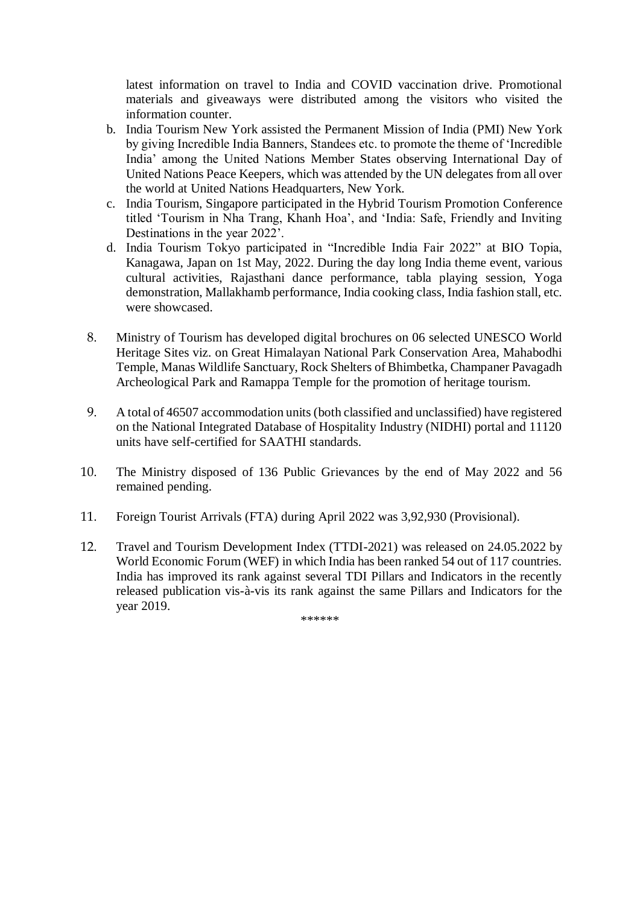latest information on travel to India and COVID vaccination drive. Promotional materials and giveaways were distributed among the visitors who visited the information counter.

b. India Tourism New York assisted the Permanent Mission of India (PMI) New York by giving Incredible India Banners, Standees etc. to promote the theme of 'Incredible India' among the United Nations Member States observing International Day of United Nations Peace Keepers, which was attended by the UN delegates from all over the world at United Nations Headquarters, New York.

c. India Tourism, Singapore participated in the Hybrid Tourism Promotion Conference titled 'Tourism in Nha Trang, Khanh Hoa', and 'India: Safe, Friendly and Inviting Destinations in the year 2022'.

d. India Tourism Tokyo participated in "Incredible India Fair 2022" at BIO Topia, Kanagawa, Japan on 1st May, 2022. During the day long India theme event, various cultural activities, Rajasthani dance performance, tabla playing session, Yoga demonstration, Mallakhamb performance, India cooking class, India fashion stall, etc. were showcased.

8. Ministry of Tourism has developed digital brochures on 06 selected UNESCO World Heritage Sites viz. on Great Himalayan National Park Conservation Area, Mahabodhi Temple, Manas Wildlife Sanctuary, Rock Shelters of Bhimbetka, Champaner Pavagadh Archeological Park and Ramappa Temple for the promotion of heritage tourism.

9. A total of 46507 accommodation units (both classified and unclassified) have registered on the National Integrated Database of Hospitality Industry (NIDHI) portal and 11120 units have self-certified for SAATHI standards.

10. The Ministry disposed of 136 Public Grievances by the end of May 2022 and 56 remained pending.

11. Foreign Tourist Arrivals (FTA) during April 2022 was 3,92,930 (Provisional).

12. Travel and Tourism Development Index (TTDI-2021) was released on 24.05.2022 by World Economic Forum (WEF) in which India has been ranked 54 out of 117 countries. India has improved its rank against several TDI Pillars and Indicators in the recently released publication vis-à-vis its rank against the same Pillars and Indicators for the year 2019.

******